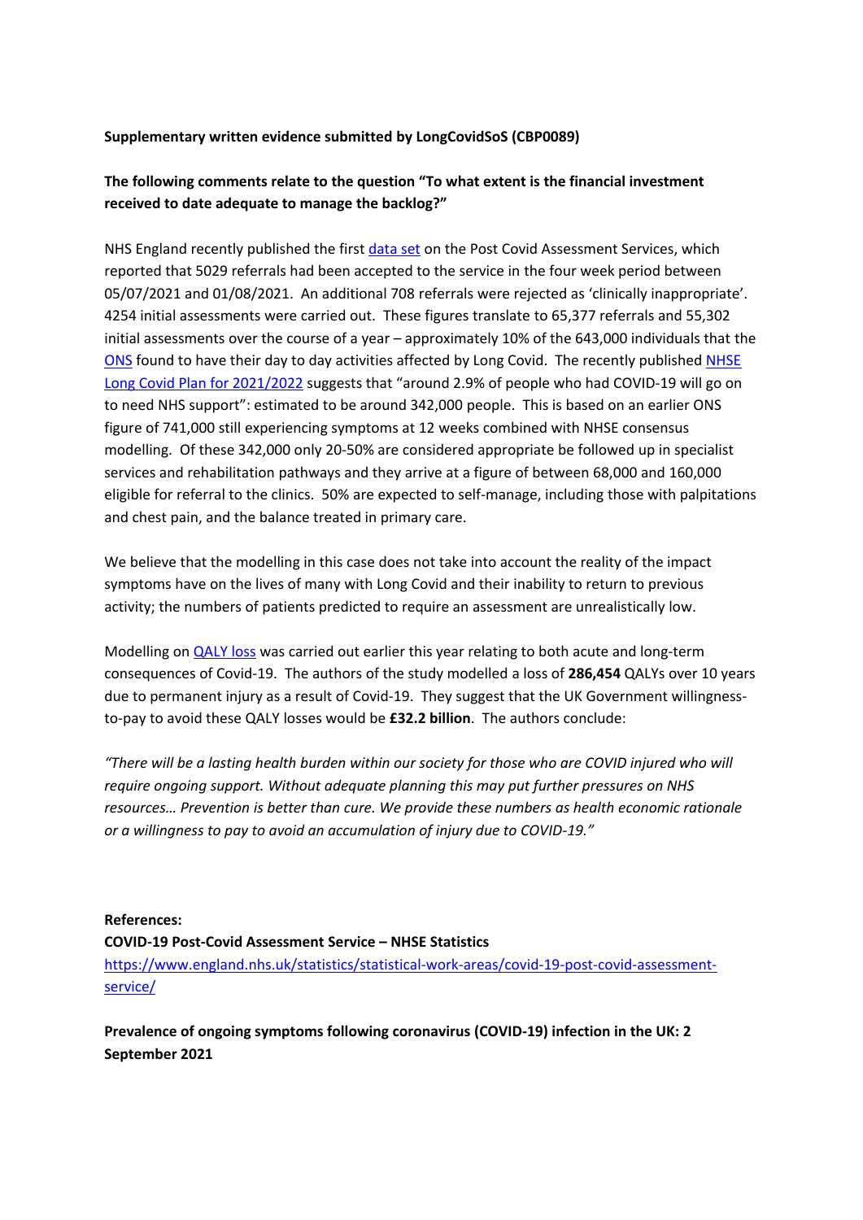**Supplementary written evidence submitted by LongCovidSoS (CBP0089)**

**The following comments relate to the question "To what extent is the financial investment received to date adequate to manage the backlog?"**

NHS England recently published the first data set on the Post Covid Assessment Services, which reported that 5029 referrals had been accepted to the service in the four week period between 05/07/2021 and 01/08/2021. An additional 708 referrals were rejected as 'clinically inappropriate'. 4254 initial assessments were carried out. These figures translate to 65,377 referrals and 55,302 initial assessments over the course of a year – approximately 10% of the 643,000 individuals that the ONS found to have their day to day activities affected by Long Covid. The recently published NHSE Long Covid Plan for 2021/2022 suggests that "around 2.9% of people who had COVID-19 will go on to need NHS support": estimated to be around 342,000 people. This is based on an earlier ONS figure of 741,000 still experiencing symptoms at 12 weeks combined with NHSE consensus modelling. Of these 342,000 only 20-50% are considered appropriate be followed up in specialist services and rehabilitation pathways and they arrive at a figure of between 68,000 and 160,000 eligible for referral to the clinics. 50% are expected to self-manage, including those with palpitations and chest pain, and the balance treated in primary care.

We believe that the modelling in this case does not take into account the reality of the impact symptoms have on the lives of many with Long Covid and their inability to return to previous activity; the numbers of patients predicted to require an assessment are unrealistically low.

Modelling on QALY loss was carried out earlier this year relating to both acute and long-term consequences of Covid-19. The authors of the study modelled a loss of **286,454** QALYs over 10 years due to permanent injury as a result of Covid-19. They suggest that the UK Government willingness-to-pay to avoid these QALY losses would be **£32.2 billion**. The authors conclude:

*"There will be a lasting health burden within our society for those who are COVID injured who will require ongoing support. Without adequate planning this may put further pressures on NHS resources… Prevention is better than cure. We provide these numbers as health economic rationale or a willingness to pay to avoid an accumulation of injury due to COVID-19."*

**References:**

**COVID-19 Post-Covid Assessment Service – NHSE Statistics**

https://www.england.nhs.uk/statistics/statistical-work-areas/covid-19-post-covid-assessment-service/

**Prevalence of ongoing symptoms following coronavirus (COVID-19) infection in the UK: 2 September 2021**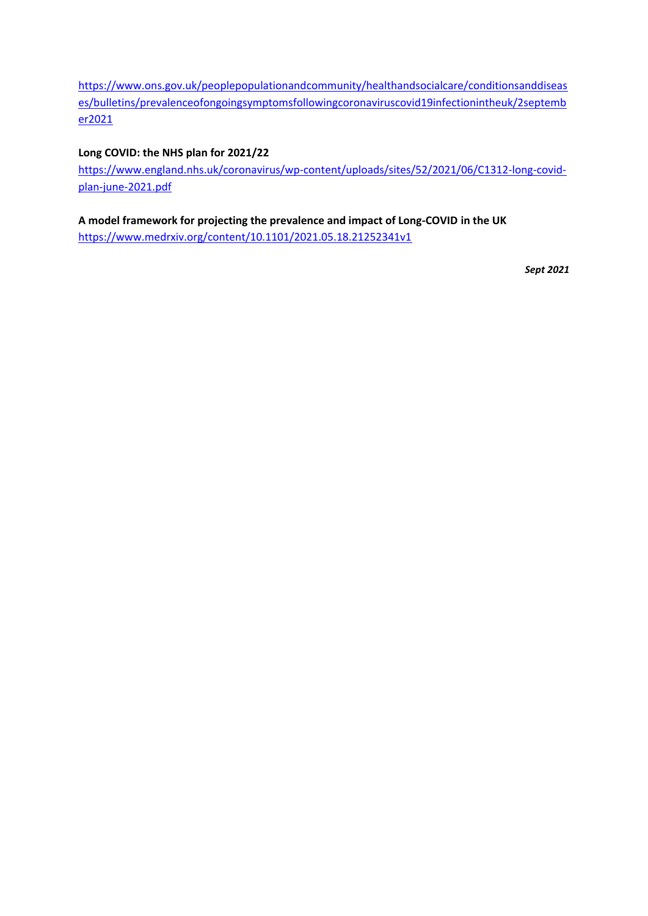https://www.ons.gov.uk/peoplepopulationandcommunity/healthandsocialcare/conditionsanddiseases/bulletins/prevalenceofongoingsymptomsfollowingcoronaviruscovid19infectionintheuk/2september2021

**Long COVID: the NHS plan for 2021/22**
https://www.england.nhs.uk/coronavirus/wp-content/uploads/sites/52/2021/06/C1312-long-covid-plan-june-2021.pdf

**A model framework for projecting the prevalence and impact of Long-COVID in the UK**
https://www.medrxiv.org/content/10.1101/2021.05.18.21252341v1

***Sept 2021***